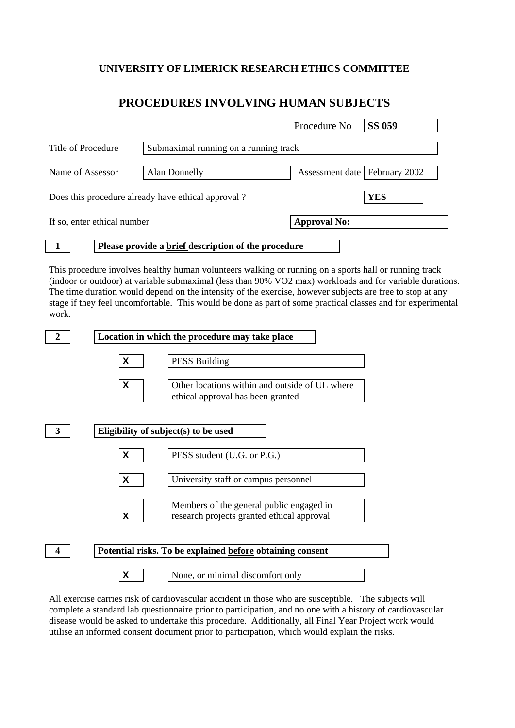**UNIVERSITY OF LIMERICK RESEARCH ETHICS COMMITTEE**

# PROCEDURES INVOLVING HUMAN SUBJECTS

Procedure No **SS 059**

Title of Procedure: Submaximal running on a running track

Name of Assessor: Alan Donnelly

Assessment date: February 2002

Does this procedure already have ethical approval ? **YES**

If so, enter ethical number: **Approval No:**

## 1 Please provide a brief description of the procedure

This procedure involves healthy human volunteers walking or running on a sports hall or running track (indoor or outdoor) at variable submaximal (less than 90% VO2 max) workloads and for variable durations. The time duration would depend on the intensity of the exercise, however subjects are free to stop at any stage if they feel uncomfortable. This would be done as part of some practical classes and for experimental work.

## 2 Location in which the procedure may take place

- [X] PESS Building
- [X] Other locations within and outside of UL where ethical approval has been granted

## 3 Eligibility of subject(s) to be used

- [X] PESS student (U.G. or P.G.)
- [X] University staff or campus personnel
- [X] Members of the general public engaged in research projects granted ethical approval

## 4 Potential risks. To be explained before obtaining consent

- [X] None, or minimal discomfort only

All exercise carries risk of cardiovascular accident in those who are susceptible. The subjects will complete a standard lab questionnaire prior to participation, and no one with a history of cardiovascular disease would be asked to undertake this procedure. Additionally, all Final Year Project work would utilise an informed consent document prior to participation, which would explain the risks.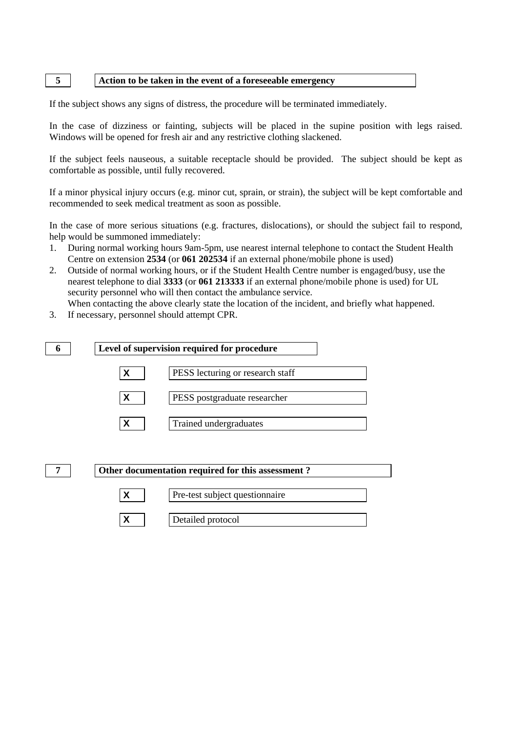## 5 Action to be taken in the event of a foreseeable emergency

If the subject shows any signs of distress, the procedure will be terminated immediately.

In the case of dizziness or fainting, subjects will be placed in the supine position with legs raised. Windows will be opened for fresh air and any restrictive clothing slackened.

If the subject feels nauseous, a suitable receptacle should be provided. The subject should be kept as comfortable as possible, until fully recovered.

If a minor physical injury occurs (e.g. minor cut, sprain, or strain), the subject will be kept comfortable and recommended to seek medical treatment as soon as possible.

In the case of more serious situations (e.g. fractures, dislocations), or should the subject fail to respond, help would be summoned immediately:

1. During normal working hours 9am-5pm, use nearest internal telephone to contact the Student Health Centre on extension **2534** (or **061 202534** if an external phone/mobile phone is used)
2. Outside of normal working hours, or if the Student Health Centre number is engaged/busy, use the nearest telephone to dial **3333** (or **061 213333** if an external phone/mobile phone is used) for UL security personnel who will then contact the ambulance service.
   When contacting the above clearly state the location of the incident, and briefly what happened.
3. If necessary, personnel should attempt CPR.

## 6 Level of supervision required for procedure

| | |
|---|---|
| X | PESS lecturing or research staff |
| X | PESS postgraduate researcher |
| X | Trained undergraduates |

## 7 Other documentation required for this assessment ?

| | |
|---|---|
| X | Pre-test subject questionnaire |
| X | Detailed protocol |